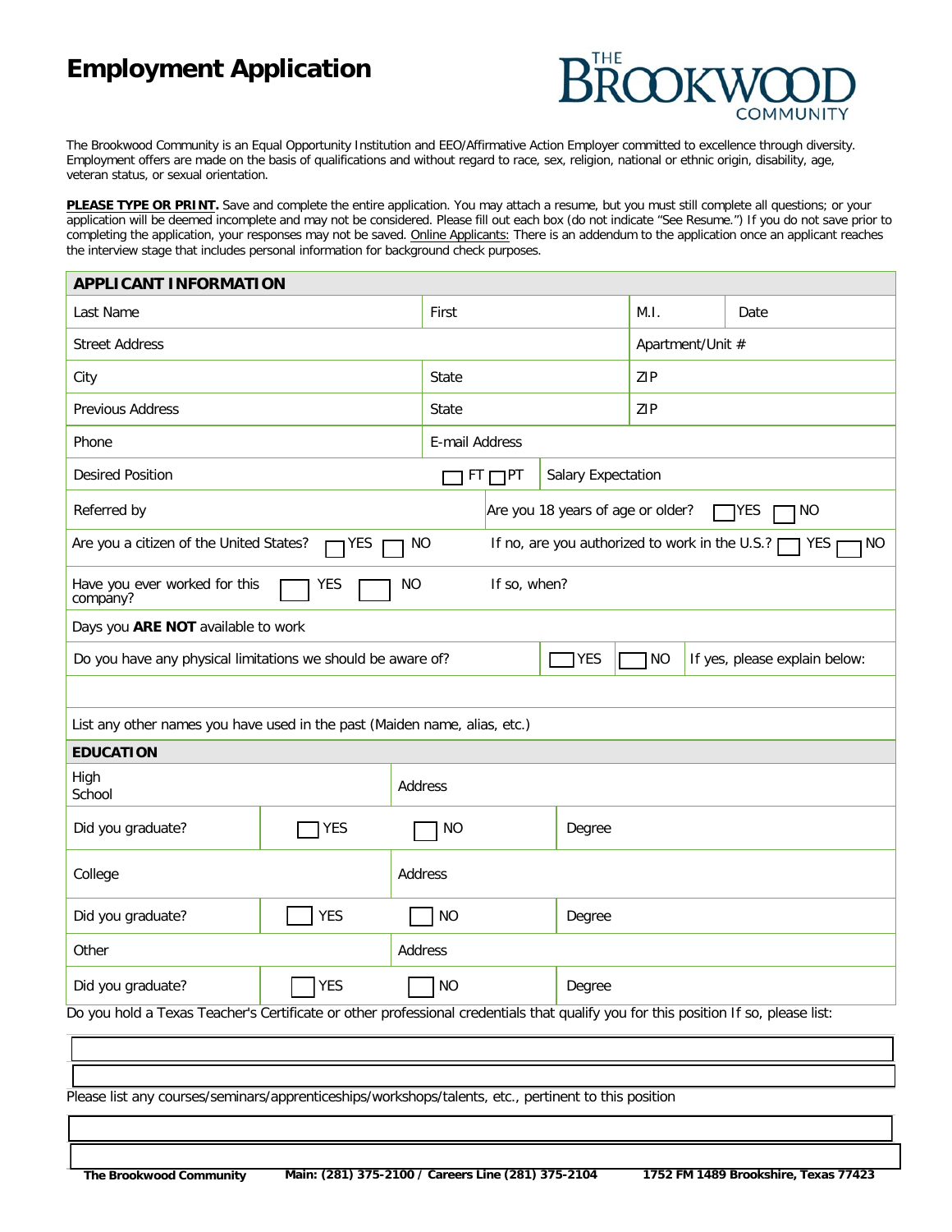# Employment Application

THE BROOKWOOD COMMUNITY

The Brookwood Community is an Equal Opportunity Institution and EEO/Affirmative Action Employer committed to excellence through diversity. Employment offers are made on the basis of qualifications and without regard to race, sex, religion, national or ethnic origin, disability, age, veteran status, or sexual orientation.

**PLEASE TYPE OR PRINT.** Save and complete the entire application. You may attach a resume, but you must still complete all questions; or your application will be deemed incomplete and may not be considered. Please fill out each box (do not indicate "See Resume.") If you do not save prior to completing the application, your responses may not be saved. Online Applicants: There is an addendum to the application once an applicant reaches the interview stage that includes personal information for background check purposes.

## APPLICANT INFORMATION

| Last Name | First | M.I. | Date |
|---|---|---|---|
| Street Address | | Apartment/Unit # | |
| City | State | ZIP | |
| Previous Address | State | ZIP | |
| Phone | E-mail Address | | |

Desired Position ☐ FT ☐ PT | Salary Expectation

Referred by | Are you 18 years of age or older? ☐ YES ☐ NO

Are you a citizen of the United States? ☐ YES ☐ NO | If no, are you authorized to work in the U.S.? ☐ YES ☐ NO

Have you ever worked for this company? ☐ YES ☐ NO | If so, when?

Days you **ARE NOT** available to work

Do you have any physical limitations we should be aware of? ☐ YES ☐ NO | If yes, please explain below:

List any other names you have used in the past (Maiden name, alias, etc.)

## EDUCATION

| High School | | | Address |
|---|---|---|---|
| Did you graduate? | ☐ YES | ☐ NO | Degree |
| College | | | Address |
| Did you graduate? | ☐ YES | ☐ NO | Degree |
| Other | | | Address |
| Did you graduate? | ☐ YES | ☐ NO | Degree |

Do you hold a Texas Teacher's Certificate or other professional credentials that qualify you for this position If so, please list:

Please list any courses/seminars/apprenticeships/workshops/talents, etc., pertinent to this position

**The Brookwood Community** **Main: (281) 375-2100 / Careers Line (281) 375-2104** **1752 FM 1489 Brookshire, Texas 77423**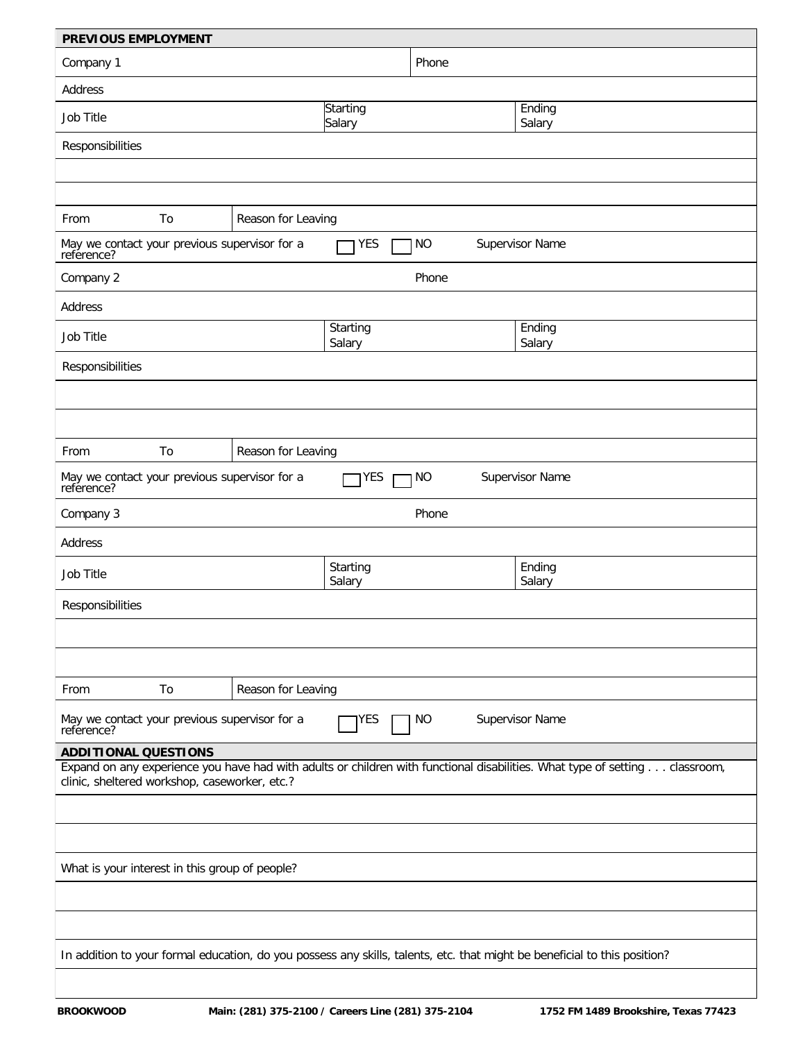## PREVIOUS EMPLOYMENT

| Company 1 | | Phone | |
|---|---|---|---|
| Address | | | |
| Job Title | Starting Salary | | Ending Salary |
| Responsibilities | | | |
| | | | |
| | | | |
| From &nbsp;&nbsp;&nbsp;&nbsp; To | Reason for Leaving | | |
| May we contact your previous supervisor for a reference? | ☐ YES ☐ NO | Supervisor Name | |

| Company 2 | | Phone | |
|---|---|---|---|
| Address | | | |
| Job Title | Starting Salary | | Ending Salary |
| Responsibilities | | | |
| | | | |
| | | | |
| From &nbsp;&nbsp;&nbsp;&nbsp; To | Reason for Leaving | | |
| May we contact your previous supervisor for a reference? | ☐ YES ☐ NO | Supervisor Name | |

| Company 3 | | Phone | |
|---|---|---|---|
| Address | | | |
| Job Title | Starting Salary | | Ending Salary |
| Responsibilities | | | |
| | | | |
| | | | |
| From &nbsp;&nbsp;&nbsp;&nbsp; To | Reason for Leaving | | |
| May we contact your previous supervisor for a reference? | ☐ YES ☐ NO | Supervisor Name | |

## ADDITIONAL QUESTIONS

Expand on any experience you have had with adults or children with functional disabilities. What type of setting . . . classroom, clinic, sheltered workshop, caseworker, etc.?

_______________________________________________

_______________________________________________

What is your interest in this group of people?

_______________________________________________

_______________________________________________

In addition to your formal education, do you possess any skills, talents, etc. that might be beneficial to this position?

_______________________________________________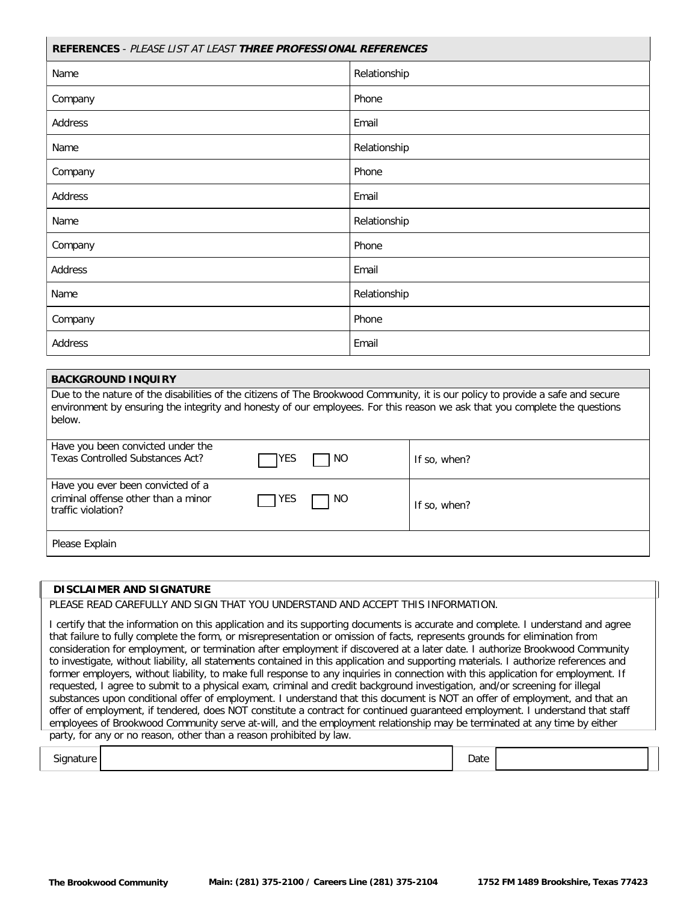## REFERENCES - *PLEASE LIST AT LEAST* ***THREE PROFESSIONAL REFERENCES***

| | |
|---|---|
| Name | Relationship |
| Company | Phone |
| Address | Email |
| Name | Relationship |
| Company | Phone |
| Address | Email |
| Name | Relationship |
| Company | Phone |
| Address | Email |
| Name | Relationship |
| Company | Phone |
| Address | Email |

## BACKGROUND INQUIRY

Due to the nature of the disabilities of the citizens of The Brookwood Community, it is our policy to provide a safe and secure environment by ensuring the integrity and honesty of our employees. For this reason we ask that you complete the questions below.

| | | |
|---|---|---|
| Have you been convicted under the Texas Controlled Substances Act? | ☐ YES ☐ NO | If so, when? |
| Have you ever been convicted of a criminal offense other than a minor traffic violation? | ☐ YES ☐ NO | If so, when? |
| Please Explain | | |

## DISCLAIMER AND SIGNATURE

PLEASE READ CAREFULLY AND SIGN THAT YOU UNDERSTAND AND ACCEPT THIS INFORMATION.

I certify that the information on this application and its supporting documents is accurate and complete. I understand and agree that failure to fully complete the form, or misrepresentation or omission of facts, represents grounds for elimination from consideration for employment, or termination after employment if discovered at a later date. I authorize Brookwood Community to investigate, without liability, all statements contained in this application and supporting materials. I authorize references and former employers, without liability, to make full response to any inquiries in connection with this application for employment. If requested, I agree to submit to a physical exam, criminal and credit background investigation, and/or screening for illegal substances upon conditional offer of employment. I understand that this document is NOT an offer of employment, and that an offer of employment, if tendered, does NOT constitute a contract for continued guaranteed employment. I understand that staff employees of Brookwood Community serve at-will, and the employment relationship may be terminated at any time by either party, for any or no reason, other than a reason prohibited by law.

| Signature | | Date | |
|---|---|---|---|

**The Brookwood Community** **Main: (281) 375-2100 / Careers Line (281) 375-2104** **1752 FM 1489 Brookshire, Texas 77423**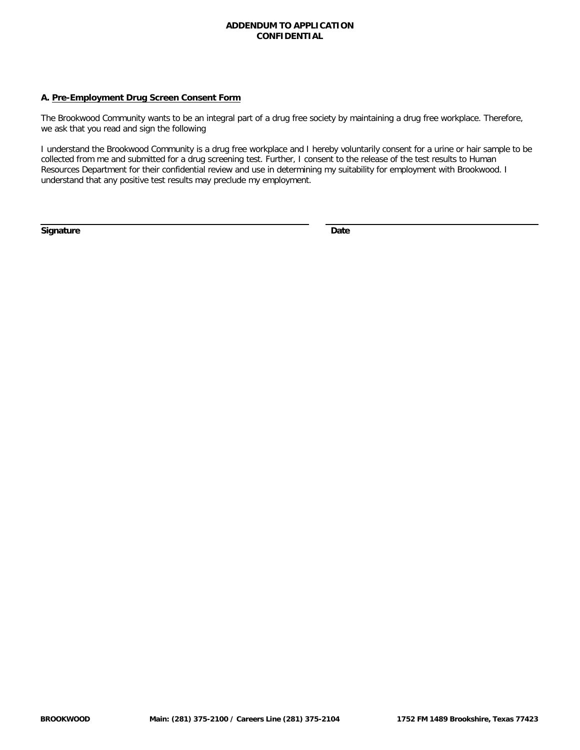**ADDENDUM TO APPLICATION**
**CONFIDENTIAL**

**A. Pre-Employment Drug Screen Consent Form**

The Brookwood Community wants to be an integral part of a drug free society by maintaining a drug free workplace. Therefore, we ask that you read and sign the following

I understand the Brookwood Community is a drug free workplace and I hereby voluntarily consent for a urine or hair sample to be collected from me and submitted for a drug screening test. Further, I consent to the release of the test results to Human Resources Department for their confidential review and use in determining my suitability for employment with Brookwood. I understand that any positive test results may preclude my employment.

**Signature** ______________________________ **Date** ______________________________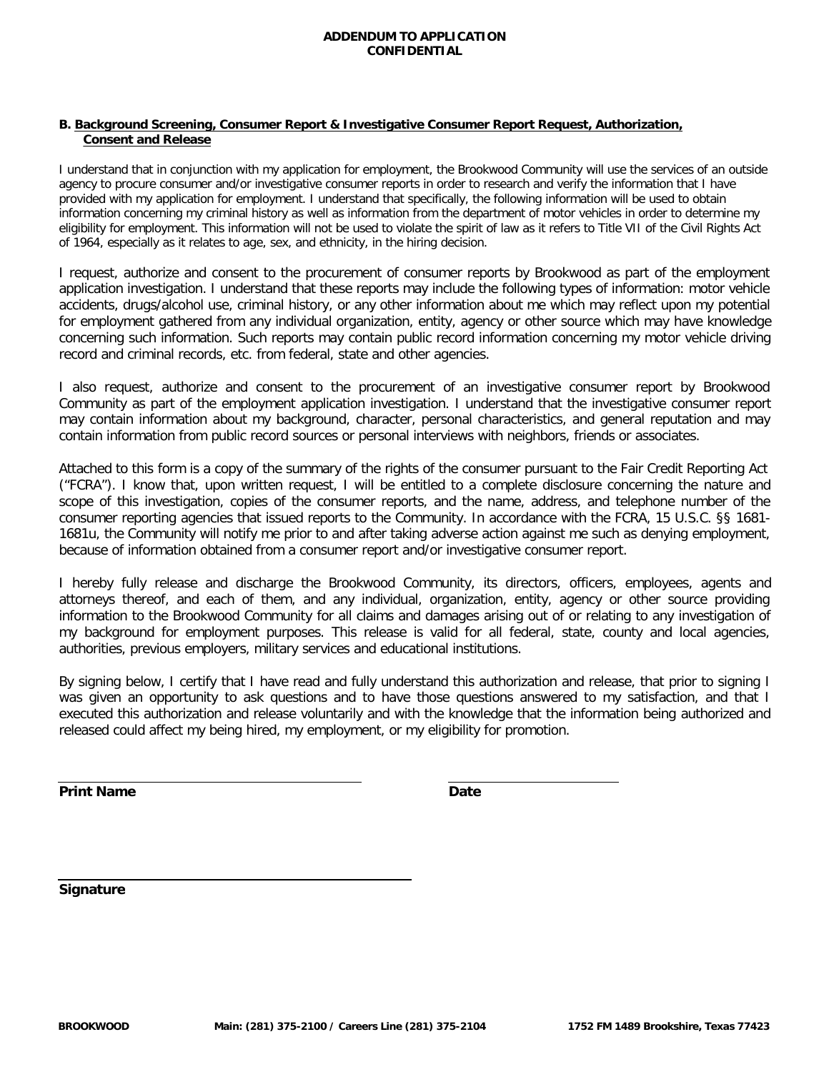**ADDENDUM TO APPLICATION**
**CONFIDENTIAL**

**B. Background Screening, Consumer Report & Investigative Consumer Report Request, Authorization, Consent and Release**

I understand that in conjunction with my application for employment, the Brookwood Community will use the services of an outside agency to procure consumer and/or investigative consumer reports in order to research and verify the information that I have provided with my application for employment. I understand that specifically, the following information will be used to obtain information concerning my criminal history as well as information from the department of motor vehicles in order to determine my eligibility for employment. This information will not be used to violate the spirit of law as it refers to Title VII of the Civil Rights Act of 1964, especially as it relates to age, sex, and ethnicity, in the hiring decision.

I request, authorize and consent to the procurement of consumer reports by Brookwood as part of the employment application investigation. I understand that these reports may include the following types of information: motor vehicle accidents, drugs/alcohol use, criminal history, or any other information about me which may reflect upon my potential for employment gathered from any individual organization, entity, agency or other source which may have knowledge concerning such information. Such reports may contain public record information concerning my motor vehicle driving record and criminal records, etc. from federal, state and other agencies.

I also request, authorize and consent to the procurement of an investigative consumer report by Brookwood Community as part of the employment application investigation. I understand that the investigative consumer report may contain information about my background, character, personal characteristics, and general reputation and may contain information from public record sources or personal interviews with neighbors, friends or associates.

Attached to this form is a copy of the summary of the rights of the consumer pursuant to the Fair Credit Reporting Act ("FCRA"). I know that, upon written request, I will be entitled to a complete disclosure concerning the nature and scope of this investigation, copies of the consumer reports, and the name, address, and telephone number of the consumer reporting agencies that issued reports to the Community. In accordance with the FCRA, 15 U.S.C. §§ 1681-1681u, the Community will notify me prior to and after taking adverse action against me such as denying employment, because of information obtained from a consumer report and/or investigative consumer report.

I hereby fully release and discharge the Brookwood Community, its directors, officers, employees, agents and attorneys thereof, and each of them, and any individual, organization, entity, agency or other source providing information to the Brookwood Community for all claims and damages arising out of or relating to any investigation of my background for employment purposes. This release is valid for all federal, state, county and local agencies, authorities, previous employers, military services and educational institutions.

By signing below, I certify that I have read and fully understand this authorization and release, that prior to signing I was given an opportunity to ask questions and to have those questions answered to my satisfaction, and that I executed this authorization and release voluntarily and with the knowledge that the information being authorized and released could affect my being hired, my employment, or my eligibility for promotion.

______________________________ ______________________

**Print Name** **Date**

______________________________

**Signature**

**BROOKWOOD** **Main: (281) 375-2100 / Careers Line (281) 375-2104** **1752 FM 1489 Brookshire, Texas 77423**